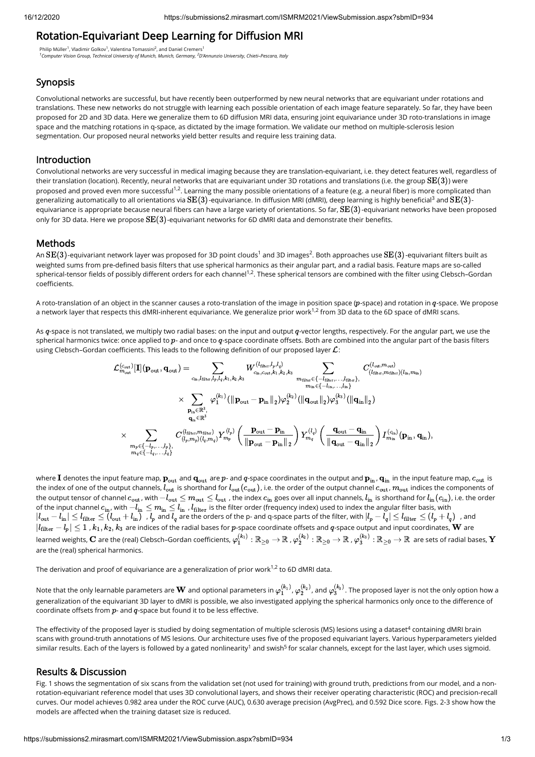# Rotation-Equivariant Deep Learning for Diffusion MRI

Philip Müller[1], Vladimir Golkov[1], Valentina Tomassini[2], and Daniel Cremers[1]

[1]*Computer Vision Group, Technical University of Munich, Munich, Germany,* [2]*D'Annunzio University, Chieti–Pescara, Italy*

## Synopsis

Convolutional networks are successful, but have recently been outperformed by new neural networks that are equivariant under rotations and translations. These new networks do not struggle with learning each possible orientation of each image feature separately. So far, they have been proposed for 2D and 3D data. Here we generalize them to 6D diffusion MRI data, ensuring joint equivariance under 3D roto-translations in image space and the matching rotations in q-space, as dictated by the image formation. We validate our method on multiple-sclerosis lesion segmentation. Our proposed neural networks yield better results and require less training data.

## Introduction

Convolutional networks are very successful in medical imaging because they are translation-equivariant, i.e. they detect features well, regardless of their translation (location). Recently, neural networks that are equivariant under 3D rotations and translations (i.e. the group $\mathrm{SE}(3)$) were proposed and proved even more successful[1,2]. Learning the many possible orientations of a feature (e.g. a neural fiber) is more complicated than generalizing automatically to all orientations via $\mathrm{SE}(3)$-equivariance. In diffusion MRI (dMRI), deep learning is highly beneficial[3] and $\mathrm{SE}(3)$-equivariance is appropriate because neural fibers can have a large variety of orientations. So far, $\mathrm{SE}(3)$-equivariant networks have been proposed only for 3D data. Here we propose $\mathrm{SE}(3)$-equivariant networks for 6D dMRI data and demonstrate their benefits.

## Methods

An $\mathrm{SE}(3)$-equivariant network layer was proposed for 3D point clouds[1] and 3D images[2]. Both approaches use $\mathrm{SE}(3)$-equivariant filters built as weighted sums from pre-defined basis filters that use spherical harmonics as their angular part, and a radial basis. Feature maps are so-called spherical-tensor fields of possibly different orders for each channel[1,2]. These spherical tensors are combined with the filter using Clebsch–Gordan coefficients.

A roto-translation of an object in the scanner causes a roto-translation of the image in position space ($\boldsymbol{p}$-space) and rotation in $\boldsymbol{q}$-space. We propose a network layer that respects this dMRI-inherent equivariance. We generalize prior work[1,2] from 3D data to the 6D space of dMRI scans.

As $\boldsymbol{q}$-space is not translated, we multiply two radial bases: on the input and output $\boldsymbol{q}$-vector lengths, respectively. For the angular part, we use the spherical harmonics twice: once applied to $\boldsymbol{p}$- and once to $\boldsymbol{q}$-space coordinate offsets. Both are combined into the angular part of the basis filters using Clebsch–Gordan coefficients. This leads to the following definition of our proposed layer $\mathcal{L}$:

$$
\begin{aligned}
\mathcal{L}^{(c_{\mathrm{out}})}_{m_{\mathrm{out}}}[\mathbf{I}](\mathbf{p}_{\mathrm{out}}, \mathbf{q}_{\mathrm{out}}) = & \sum_{c_{\mathrm{in}}, l_{\mathrm{filter}}, l_p, l_q, k_1, k_2, k_3} W^{(l_{\mathrm{filter}}, l_p, l_q)}_{c_{\mathrm{in}}, c_{\mathrm{out}}, k_1, k_2, k_3} \sum_{\substack{m_{\mathrm{filter}} \in \{-l_{\mathrm{filter}}, \ldots, l_{\mathrm{filter}}\}, \\ m_{\mathrm{in}} \in \{-l_{\mathrm{in}}, \ldots, l_{\mathrm{in}}\}}} C^{(l_{\mathrm{out}}, m_{\mathrm{out}})}_{(l_{\mathrm{filter}}, m_{\mathrm{filter}})(l_{\mathrm{in}}, m_{\mathrm{in}})} \\
& \times \sum_{\substack{\mathbf{p}_{\mathrm{in}} \in \mathbb{R}^3, \\ \mathbf{q}_{\mathrm{in}} \in \mathbb{R}^3}} \varphi^{(k_1)}_1(\|\mathbf{p}_{\mathrm{out}} - \mathbf{p}_{\mathrm{in}}\|_2) \varphi^{(k_2)}_2(\|\mathbf{q}_{\mathrm{out}}\|_2) \varphi^{(k_3)}_3(\|\mathbf{q}_{\mathrm{in}}\|_2) \\
\times & \sum_{\substack{m_p \in \{-l_p, \ldots, l_p\}, \\ m_q \in \{-l_q, \ldots, l_q\}}} C^{(l_{\mathrm{filter}}, m_{\mathrm{filter}})}_{(l_p, m_p)(l_q, m_q)} Y^{(l_p)}_{m_p}\left(\frac{\mathbf{p}_{\mathrm{out}} - \mathbf{p}_{\mathrm{in}}}{\|\mathbf{p}_{\mathrm{out}} - \mathbf{p}_{\mathrm{in}}\|_2}\right) Y^{(l_q)}_{m_q}\left(\frac{\mathbf{q}_{\mathrm{out}} - \mathbf{q}_{\mathrm{in}}}{\|\mathbf{q}_{\mathrm{out}} - \mathbf{q}_{\mathrm{in}}\|_2}\right) I^{(c_{\mathrm{in}})}_{m_{\mathrm{in}}}(\mathbf{p}_{\mathrm{in}}, \mathbf{q}_{\mathrm{in}}),
\end{aligned}
$$

where $\mathbf{I}$ denotes the input feature map, $\mathbf{p}_{\mathrm{out}}$ and $\mathbf{q}_{\mathrm{out}}$ are $p$- and $q$-space coordinates in the output and $\mathbf{p}_{\mathrm{in}}$, $\mathbf{q}_{\mathrm{in}}$ in the input feature map, $c_{\mathrm{out}}$ is the index of one of the output channels, $l_{\mathrm{out}}$ is shorthand for $l_{\mathrm{out}}(c_{\mathrm{out}})$, i.e. the order of the output channel $c_{\mathrm{out}}$, $m_{\mathrm{out}}$ indices the components of the output tensor of channel $c_{\mathrm{out}}$, with $-l_{\mathrm{out}} \leq m_{\mathrm{out}} \leq l_{\mathrm{out}}$, the index $c_{\mathrm{in}}$ goes over all input channels, $l_{\mathrm{in}}$ is shorthand for $l_{\mathrm{in}}(c_{\mathrm{in}})$, i.e. the order of the input channel $c_{\mathrm{in}}$, with $-l_{\mathrm{in}} \leq m_{\mathrm{in}} \leq l_{\mathrm{in}}$, $l_{\mathrm{filter}}$ is the filter order (frequency index) used to index the angular filter basis, with $|l_{\mathrm{out}} - l_{\mathrm{in}}| \leq l_{\mathrm{filter}} \leq (l_{\mathrm{out}} + l_{\mathrm{in}})$, $l_p$ and $l_q$ are the orders of the p- and q-space parts of the filter, with $|l_p - l_q| \leq l_{\mathrm{filter}} \leq (l_p + l_q)$, and $|l_{\mathrm{filter}} - l_p| \leq 1$, $k_1, k_2, k_3$ are indices of the radial bases for $p$-space coordinate offsets and $q$-space output and input coordinates, $\mathbf{W}$ are learned weights, $\mathbf{C}$ are the (real) Clebsch–Gordan coefficients, $\varphi^{(k_1)}_1 : \mathbb{R}_{\geq 0} \to \mathbb{R}$, $\varphi^{(k_2)}_2 : \mathbb{R}_{\geq 0} \to \mathbb{R}$, $\varphi^{(k_3)}_3 : \mathbb{R}_{\geq 0} \to \mathbb{R}$ are sets of radial bases, $\mathbf{Y}$ are the (real) spherical harmonics.

The derivation and proof of equivariance are a generalization of prior work[1,2] to 6D dMRI data.

Note that the only learnable parameters are $\mathbf{W}$ and optional parameters in $\varphi^{(k_1)}_1$, $\varphi^{(k_2)}_2$, and $\varphi^{(k_3)}_3$. The proposed layer is not the only option how a generalization of the equivariant 3D layer to dMRI is possible, we also investigated applying the spherical harmonics only once to the difference of coordinate offsets from $p$- and $q$-space but found it to be less effective.

The effectivity of the proposed layer is studied by doing segmentation of multiple sclerosis (MS) lesions using a dataset[4] containing dMRI brain scans with ground-truth annotations of MS lesions. Our architecture uses five of the proposed equivariant layers. Various hyperparameters yielded similar results. Each of the layers is followed by a gated nonlinearity[1] and swish[5] for scalar channels, except for the last layer, which uses sigmoid.

## Results & Discussion

Fig. 1 shows the segmentation of six scans from the validation set (not used for training) with ground truth, predictions from our model, and a non-rotation-equivariant reference model that uses 3D convolutional layers, and shows their receiver operating characteristic (ROC) and precision-recall curves. Our model achieves 0.982 area under the ROC curve (AUC), 0.630 average precision (AvgPrec), and 0.592 Dice score. Figs. 2-3 show how the models are affected when the training dataset size is reduced.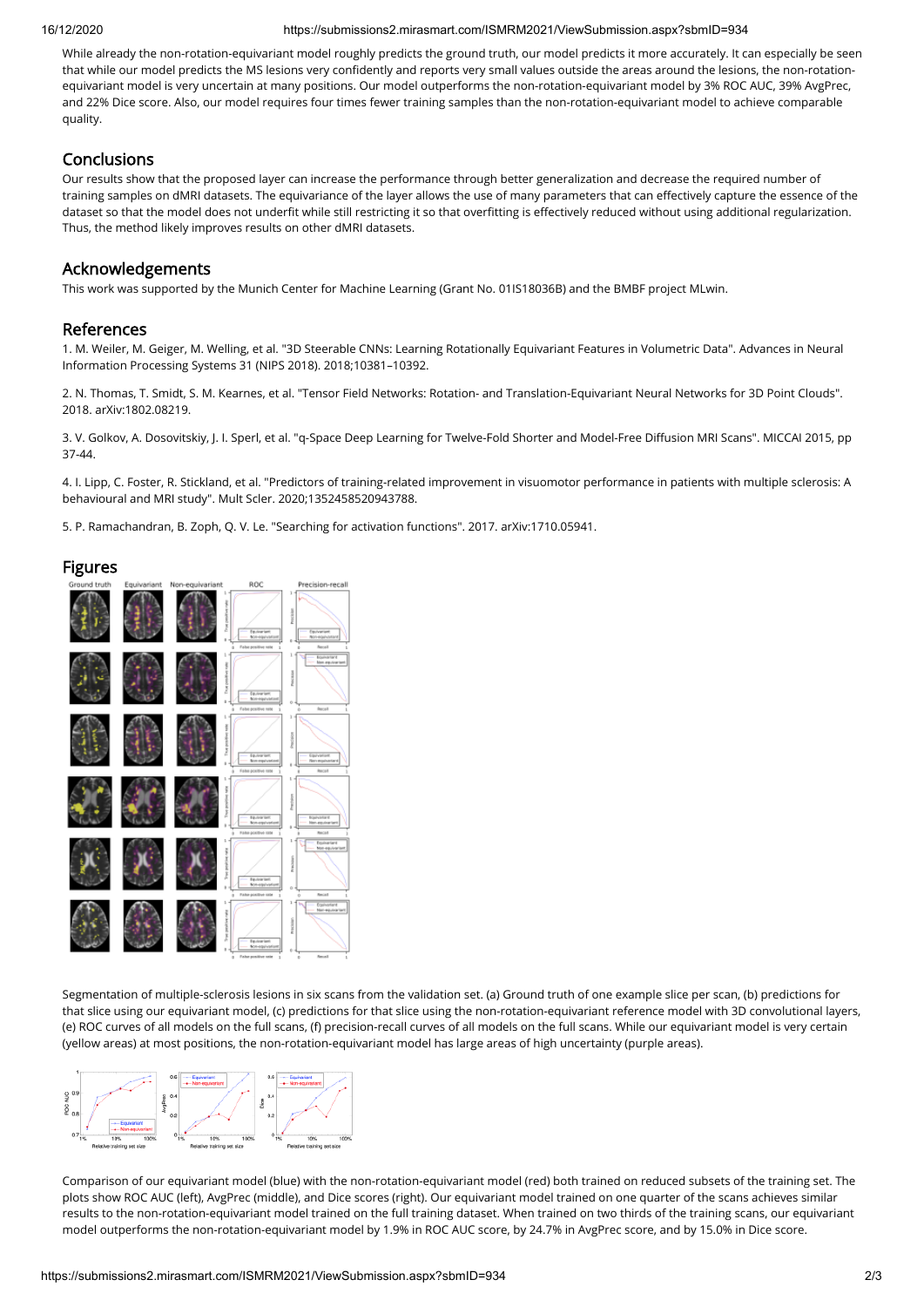While already the non-rotation-equivariant model roughly predicts the ground truth, our model predicts it more accurately. It can especially be seen that while our model predicts the MS lesions very confidently and reports very small values outside the areas around the lesions, the non-rotation-equivariant model is very uncertain at many positions. Our model outperforms the non-rotation-equivariant model by 3% ROC AUC, 39% AvgPrec, and 22% Dice score. Also, our model requires four times fewer training samples than the non-rotation-equivariant model to achieve comparable quality.

## Conclusions

Our results show that the proposed layer can increase the performance through better generalization and decrease the required number of training samples on dMRI datasets. The equivariance of the layer allows the use of many parameters that can effectively capture the essence of the dataset so that the model does not underfit while still restricting it so that overfitting is effectively reduced without using additional regularization. Thus, the method likely improves results on other dMRI datasets.

## Acknowledgements

This work was supported by the Munich Center for Machine Learning (Grant No. 01IS18036B) and the BMBF project MLwin.

## References

1. M. Weiler, M. Geiger, M. Welling, et al. "3D Steerable CNNs: Learning Rotationally Equivariant Features in Volumetric Data". Advances in Neural Information Processing Systems 31 (NIPS 2018). 2018;10381–10392.

2. N. Thomas, T. Smidt, S. M. Kearnes, et al. "Tensor Field Networks: Rotation- and Translation-Equivariant Neural Networks for 3D Point Clouds". 2018. arXiv:1802.08219.

3. V. Golkov, A. Dosovitskiy, J. I. Sperl, et al. "q-Space Deep Learning for Twelve-Fold Shorter and Model-Free Diffusion MRI Scans". MICCAI 2015, pp 37-44.

4. I. Lipp, C. Foster, R. Stickland, et al. "Predictors of training-related improvement in visuomotor performance in patients with multiple sclerosis: A behavioural and MRI study". Mult Scler. 2020;1352458520943788.

5. P. Ramachandran, B. Zoph, Q. V. Le. "Searching for activation functions". 2017. arXiv:1710.05941.

## Figures

Segmentation of multiple-sclerosis lesions in six scans from the validation set. (a) Ground truth of one example slice per scan, (b) predictions for that slice using our equivariant model, (c) predictions for that slice using the non-rotation-equivariant reference model with 3D convolutional layers, (e) ROC curves of all models on the full scans, (f) precision-recall curves of all models on the full scans. While our equivariant model is very certain (yellow areas) at most positions, the non-rotation-equivariant model has large areas of high uncertainty (purple areas).

Comparison of our equivariant model (blue) with the non-rotation-equivariant model (red) both trained on reduced subsets of the training set. The plots show ROC AUC (left), AvgPrec (middle), and Dice scores (right). Our equivariant model trained on one quarter of the scans achieves similar results to the non-rotation-equivariant model trained on the full training dataset. When trained on two thirds of the training scans, our equivariant model outperforms the non-rotation-equivariant model by 1.9% in ROC AUC score, by 24.7% in AvgPrec score, and by 15.0% in Dice score.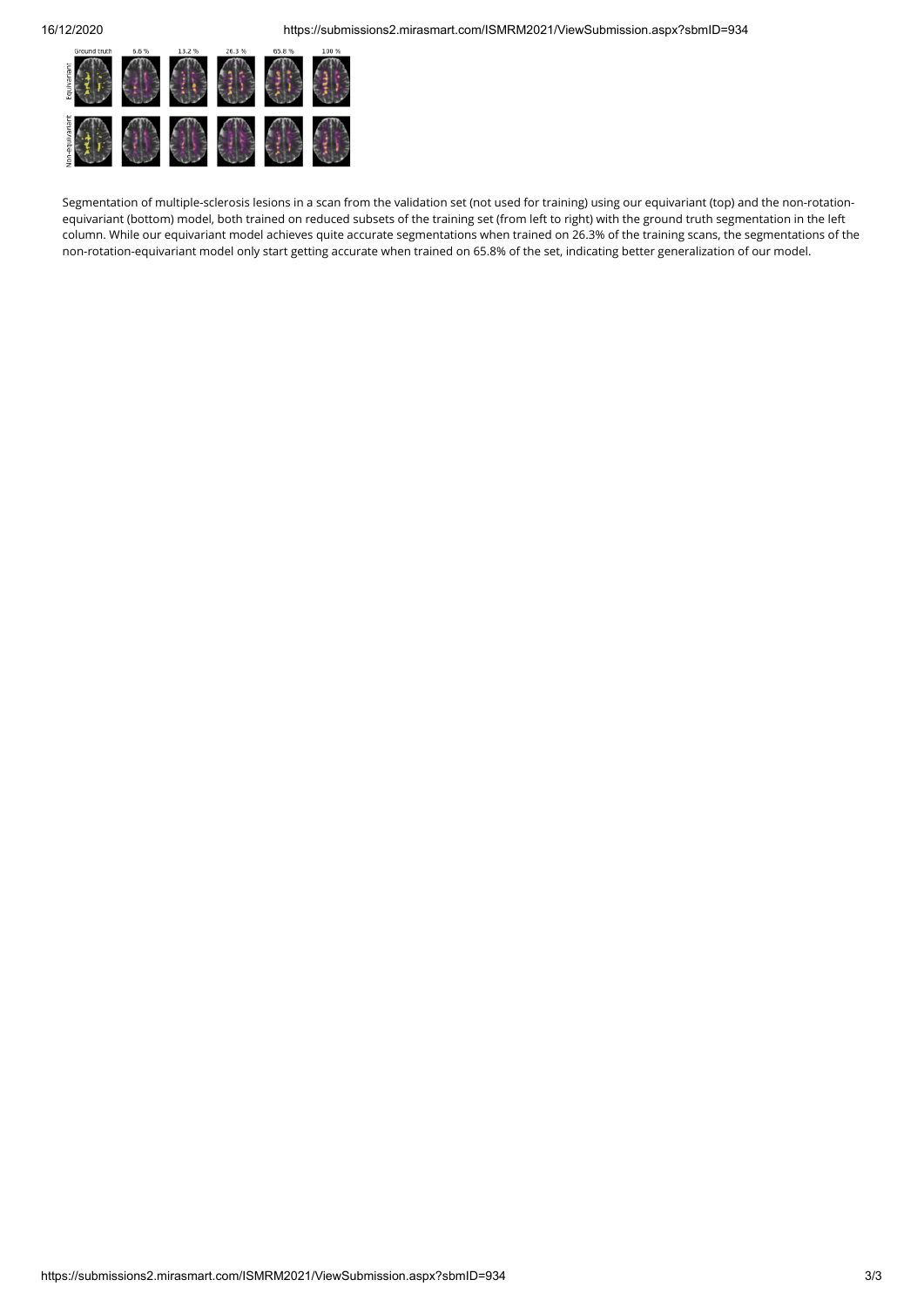Ground truth 6.6 % 13.2 % 26.3 % 65.8 % 100 %

Equivariant

Non-equivariant

Segmentation of multiple-sclerosis lesions in a scan from the validation set (not used for training) using our equivariant (top) and the non-rotation-equivariant (bottom) model, both trained on reduced subsets of the training set (from left to right) with the ground truth segmentation in the left column. While our equivariant model achieves quite accurate segmentations when trained on 26.3% of the training scans, the segmentations of the non-rotation-equivariant model only start getting accurate when trained on 65.8% of the set, indicating better generalization of our model.